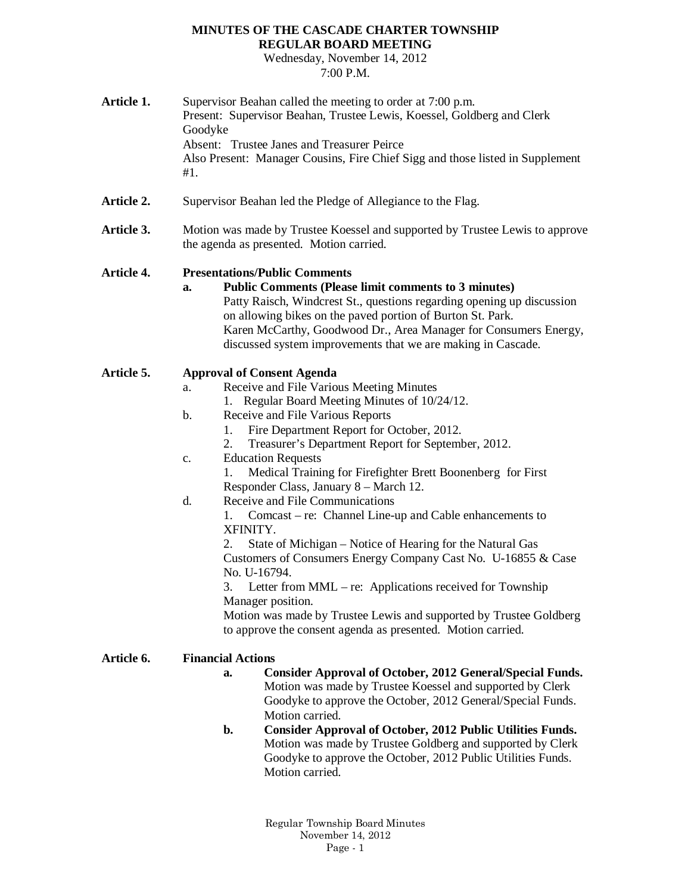# MINUTES OF THE CASCADE CHARTER TOWNSHIP REGULAR BOARD MEETING

Wednesday, November 14, 2012
7:00 P.M.

**Article 1.** Supervisor Beahan called the meeting to order at 7:00 p.m.
Present: Supervisor Beahan, Trustee Lewis, Koessel, Goldberg and Clerk Goodyke
Absent: Trustee Janes and Treasurer Peirce
Also Present: Manager Cousins, Fire Chief Sigg and those listed in Supplement #1.

**Article 2.** Supervisor Beahan led the Pledge of Allegiance to the Flag.

**Article 3.** Motion was made by Trustee Koessel and supported by Trustee Lewis to approve the agenda as presented. Motion carried.

**Article 4. Presentations/Public Comments**

**a. Public Comments (Please limit comments to 3 minutes)**
Patty Raisch, Windcrest St., questions regarding opening up discussion on allowing bikes on the paved portion of Burton St. Park.
Karen McCarthy, Goodwood Dr., Area Manager for Consumers Energy, discussed system improvements that we are making in Cascade.

**Article 5. Approval of Consent Agenda**

a. Receive and File Various Meeting Minutes
   1. Regular Board Meeting Minutes of 10/24/12.

b. Receive and File Various Reports
   1. Fire Department Report for October, 2012.
   2. Treasurer's Department Report for September, 2012.

c. Education Requests
   1. Medical Training for Firefighter Brett Boonenberg for First Responder Class, January 8 – March 12.

d. Receive and File Communications
   1. Comcast – re: Channel Line-up and Cable enhancements to XFINITY.
   2. State of Michigan – Notice of Hearing for the Natural Gas Customers of Consumers Energy Company Cast No. U-16855 & Case No. U-16794.
   3. Letter from MML – re: Applications received for Township Manager position.

Motion was made by Trustee Lewis and supported by Trustee Goldberg to approve the consent agenda as presented. Motion carried.

**Article 6. Financial Actions**

**a. Consider Approval of October, 2012 General/Special Funds.**
Motion was made by Trustee Koessel and supported by Clerk Goodyke to approve the October, 2012 General/Special Funds. Motion carried.

**b. Consider Approval of October, 2012 Public Utilities Funds.**
Motion was made by Trustee Goldberg and supported by Clerk Goodyke to approve the October, 2012 Public Utilities Funds. Motion carried.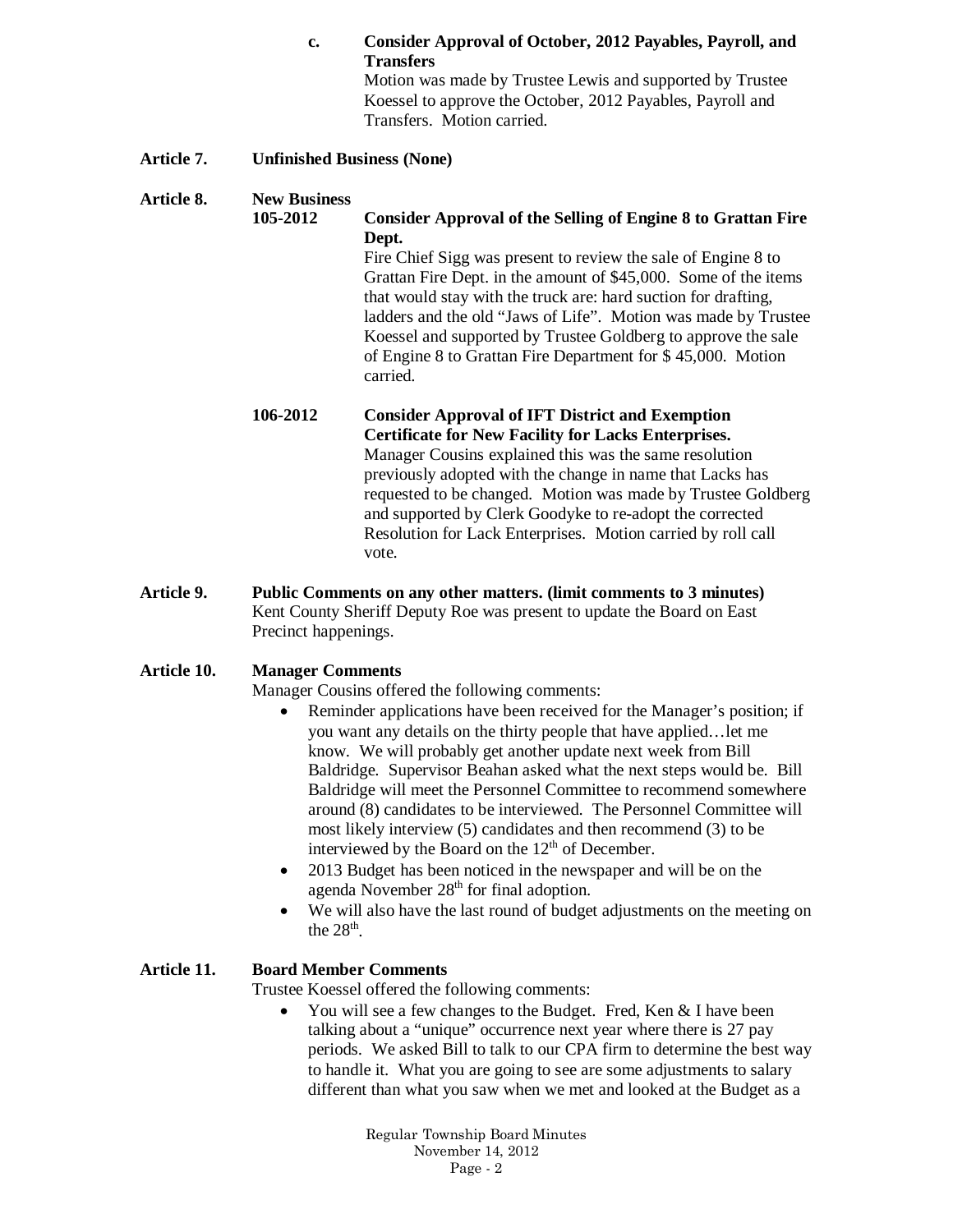**c. Consider Approval of October, 2012 Payables, Payroll, and Transfers**

Motion was made by Trustee Lewis and supported by Trustee Koessel to approve the October, 2012 Payables, Payroll and Transfers. Motion carried.

**Article 7. Unfinished Business (None)**

**Article 8. New Business**

**105-2012 Consider Approval of the Selling of Engine 8 to Grattan Fire Dept.**

Fire Chief Sigg was present to review the sale of Engine 8 to Grattan Fire Dept. in the amount of $45,000. Some of the items that would stay with the truck are: hard suction for drafting, ladders and the old "Jaws of Life". Motion was made by Trustee Koessel and supported by Trustee Goldberg to approve the sale of Engine 8 to Grattan Fire Department for $ 45,000. Motion carried.

**106-2012 Consider Approval of IFT District and Exemption Certificate for New Facility for Lacks Enterprises.**

Manager Cousins explained this was the same resolution previously adopted with the change in name that Lacks has requested to be changed. Motion was made by Trustee Goldberg and supported by Clerk Goodyke to re-adopt the corrected Resolution for Lack Enterprises. Motion carried by roll call vote.

**Article 9. Public Comments on any other matters. (limit comments to 3 minutes)**

Kent County Sheriff Deputy Roe was present to update the Board on East Precinct happenings.

**Article 10. Manager Comments**

Manager Cousins offered the following comments:

- Reminder applications have been received for the Manager's position; if you want any details on the thirty people that have applied…let me know. We will probably get another update next week from Bill Baldridge. Supervisor Beahan asked what the next steps would be. Bill Baldridge will meet the Personnel Committee to recommend somewhere around (8) candidates to be interviewed. The Personnel Committee will most likely interview (5) candidates and then recommend (3) to be interviewed by the Board on the 12th of December.
- 2013 Budget has been noticed in the newspaper and will be on the agenda November 28th for final adoption.
- We will also have the last round of budget adjustments on the meeting on the 28th.

**Article 11. Board Member Comments**

Trustee Koessel offered the following comments:

- You will see a few changes to the Budget. Fred, Ken & I have been talking about a "unique" occurrence next year where there is 27 pay periods. We asked Bill to talk to our CPA firm to determine the best way to handle it. What you are going to see are some adjustments to salary different than what you saw when we met and looked at the Budget as a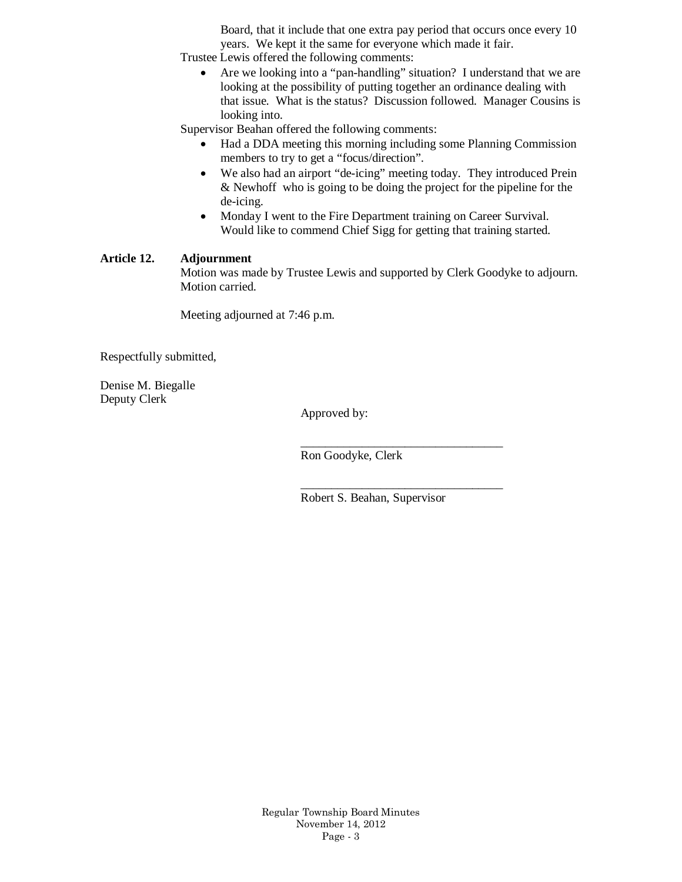Board, that it include that one extra pay period that occurs once every 10 years. We kept it the same for everyone which made it fair.

Trustee Lewis offered the following comments:

- Are we looking into a "pan-handling" situation? I understand that we are looking at the possibility of putting together an ordinance dealing with that issue. What is the status? Discussion followed. Manager Cousins is looking into.

Supervisor Beahan offered the following comments:

- Had a DDA meeting this morning including some Planning Commission members to try to get a "focus/direction".
- We also had an airport "de-icing" meeting today. They introduced Prein & Newhoff who is going to be doing the project for the pipeline for the de-icing.
- Monday I went to the Fire Department training on Career Survival. Would like to commend Chief Sigg for getting that training started.

**Article 12. Adjournment**

Motion was made by Trustee Lewis and supported by Clerk Goodyke to adjourn. Motion carried.

Meeting adjourned at 7:46 p.m.

Respectfully submitted,

Denise M. Biegalle
Deputy Clerk

Approved by:

_________________________________
Ron Goodyke, Clerk

_________________________________
Robert S. Beahan, Supervisor